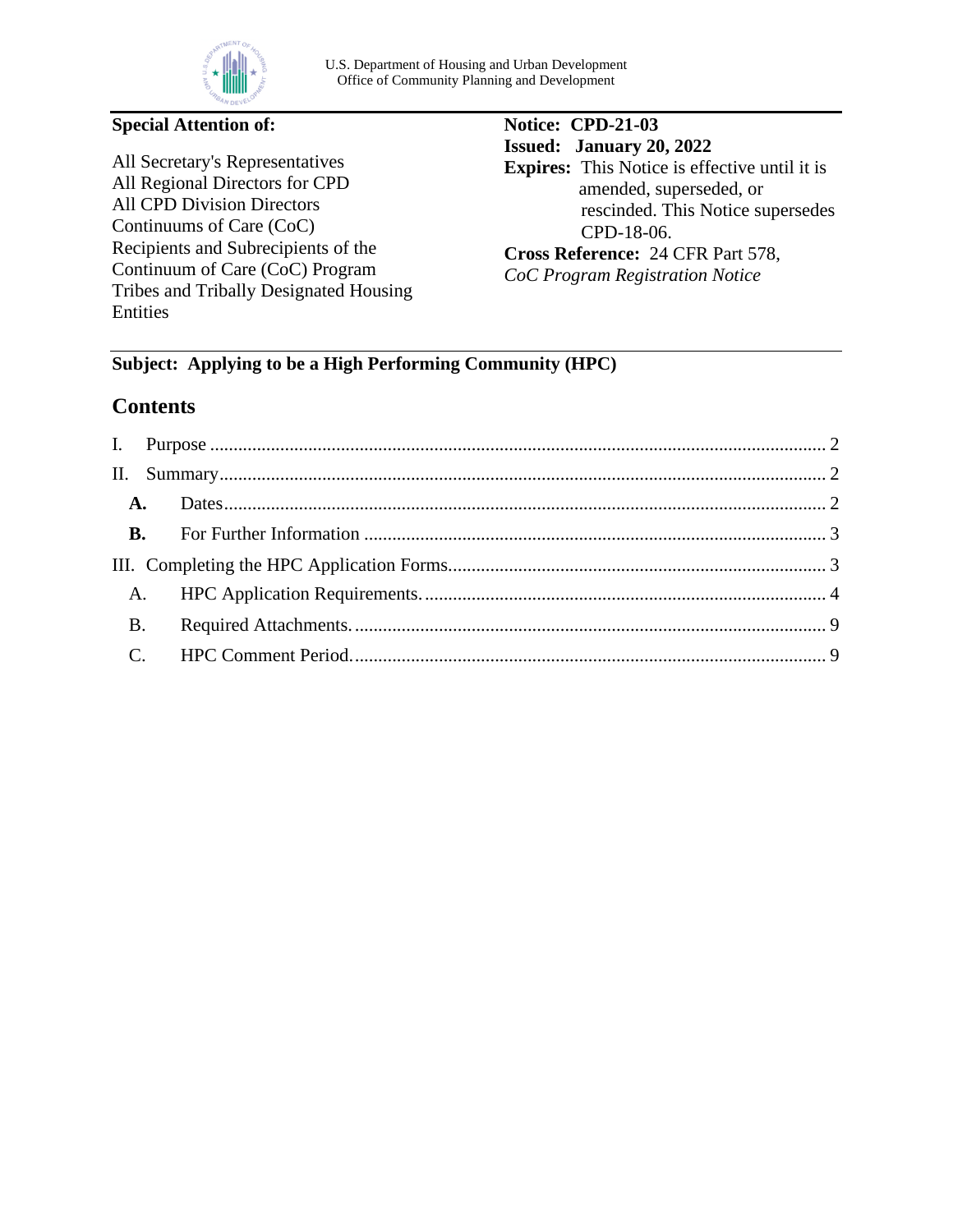U.S. Department of Housing and Urban Development
Office of Community Planning and Development

**Special Attention of:**

All Secretary's Representatives
All Regional Directors for CPD
All CPD Division Directors
Continuums of Care (CoC)
Recipients and Subrecipients of the Continuum of Care (CoC) Program
Tribes and Tribally Designated Housing Entities

**Notice: CPD-21-03**
**Issued: January 20, 2022**
**Expires:** This Notice is effective until it is amended, superseded, or rescinded. This Notice supersedes CPD-18-06.
**Cross Reference:** 24 CFR Part 578, *CoC Program Registration Notice*

**Subject: Applying to be a High Performing Community (HPC)**

## Contents

I. Purpose .......... 2
II. Summary .......... 2
  **A.** Dates .......... 2
  **B.** For Further Information .......... 3
III. Completing the HPC Application Forms .......... 3
  A. HPC Application Requirements. .......... 4
  B. Required Attachments. .......... 9
  C. HPC Comment Period. .......... 9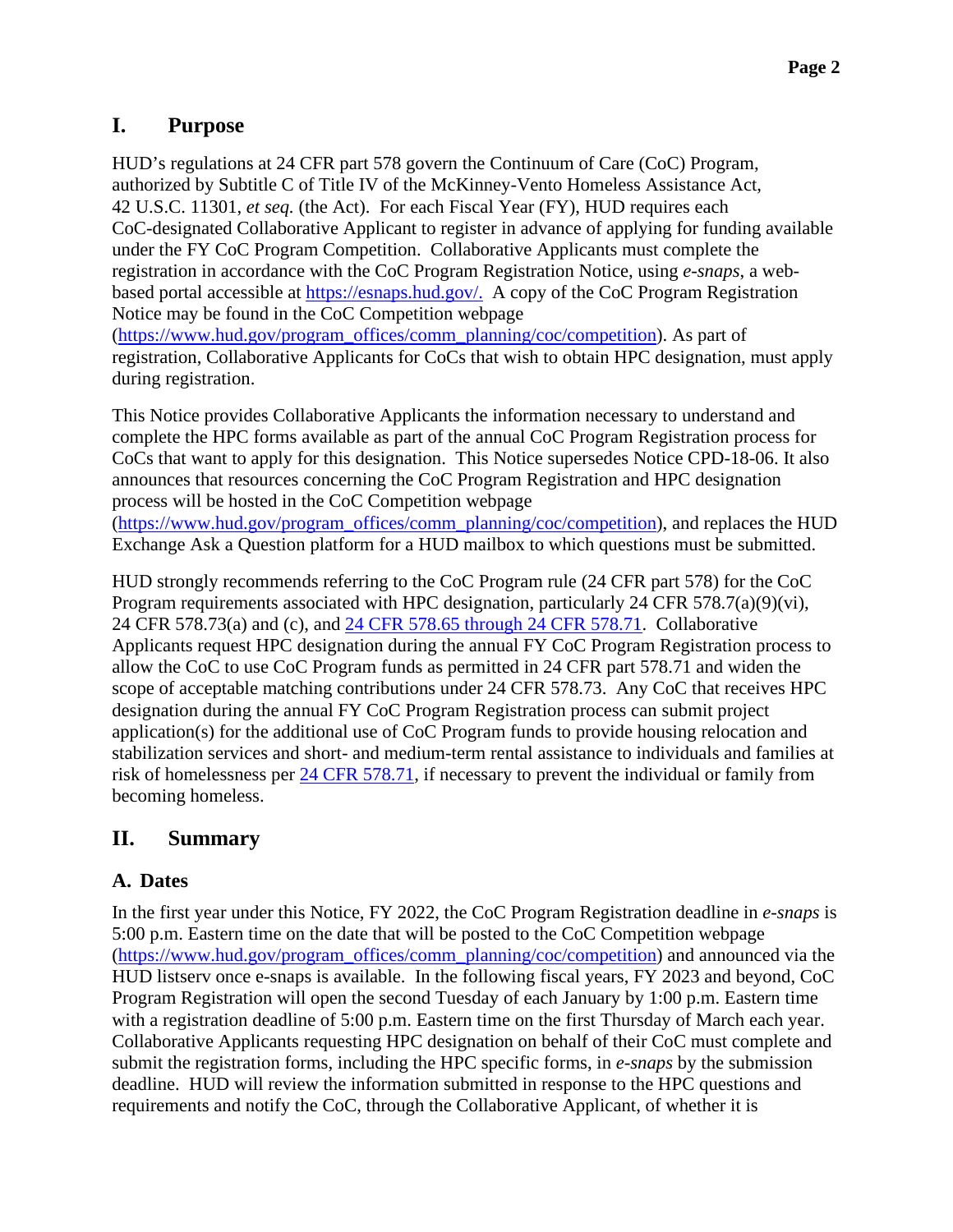# I. Purpose

HUD's regulations at 24 CFR part 578 govern the Continuum of Care (CoC) Program, authorized by Subtitle C of Title IV of the McKinney-Vento Homeless Assistance Act, 42 U.S.C. 11301, *et seq.* (the Act). For each Fiscal Year (FY), HUD requires each CoC-designated Collaborative Applicant to register in advance of applying for funding available under the FY CoC Program Competition. Collaborative Applicants must complete the registration in accordance with the CoC Program Registration Notice, using *e-snaps*, a web-based portal accessible at [https://esnaps.hud.gov/.](https://esnaps.hud.gov/) A copy of the CoC Program Registration Notice may be found in the CoC Competition webpage ([https://www.hud.gov/program_offices/comm_planning/coc/competition](https://www.hud.gov/program_offices/comm_planning/coc/competition)). As part of registration, Collaborative Applicants for CoCs that wish to obtain HPC designation, must apply during registration.

This Notice provides Collaborative Applicants the information necessary to understand and complete the HPC forms available as part of the annual CoC Program Registration process for CoCs that want to apply for this designation. This Notice supersedes Notice CPD-18-06. It also announces that resources concerning the CoC Program Registration and HPC designation process will be hosted in the CoC Competition webpage ([https://www.hud.gov/program_offices/comm_planning/coc/competition](https://www.hud.gov/program_offices/comm_planning/coc/competition)), and replaces the HUD Exchange Ask a Question platform for a HUD mailbox to which questions must be submitted.

HUD strongly recommends referring to the CoC Program rule (24 CFR part 578) for the CoC Program requirements associated with HPC designation, particularly 24 CFR 578.7(a)(9)(vi), 24 CFR 578.73(a) and (c), and 24 CFR 578.65 through 24 CFR 578.71. Collaborative Applicants request HPC designation during the annual FY CoC Program Registration process to allow the CoC to use CoC Program funds as permitted in 24 CFR part 578.71 and widen the scope of acceptable matching contributions under 24 CFR 578.73. Any CoC that receives HPC designation during the annual FY CoC Program Registration process can submit project application(s) for the additional use of CoC Program funds to provide housing relocation and stabilization services and short- and medium-term rental assistance to individuals and families at risk of homelessness per 24 CFR 578.71, if necessary to prevent the individual or family from becoming homeless.

# II. Summary

## A. Dates

In the first year under this Notice, FY 2022, the CoC Program Registration deadline in *e-snaps* is 5:00 p.m. Eastern time on the date that will be posted to the CoC Competition webpage ([https://www.hud.gov/program_offices/comm_planning/coc/competition](https://www.hud.gov/program_offices/comm_planning/coc/competition)) and announced via the HUD listserv once e-snaps is available. In the following fiscal years, FY 2023 and beyond, CoC Program Registration will open the second Tuesday of each January by 1:00 p.m. Eastern time with a registration deadline of 5:00 p.m. Eastern time on the first Thursday of March each year. Collaborative Applicants requesting HPC designation on behalf of their CoC must complete and submit the registration forms, including the HPC specific forms, in *e-snaps* by the submission deadline. HUD will review the information submitted in response to the HPC questions and requirements and notify the CoC, through the Collaborative Applicant, of whether it is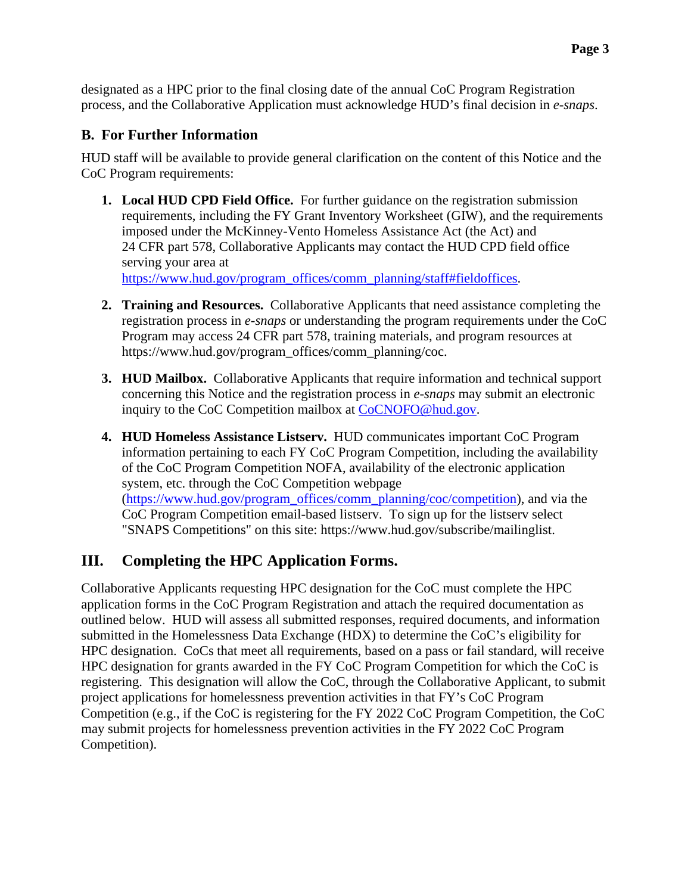designated as a HPC prior to the final closing date of the annual CoC Program Registration process, and the Collaborative Application must acknowledge HUD's final decision in *e-snaps*.

### B. For Further Information

HUD staff will be available to provide general clarification on the content of this Notice and the CoC Program requirements:

1. **Local HUD CPD Field Office.** For further guidance on the registration submission requirements, including the FY Grant Inventory Worksheet (GIW), and the requirements imposed under the McKinney-Vento Homeless Assistance Act (the Act) and 24 CFR part 578, Collaborative Applicants may contact the HUD CPD field office serving your area at https://www.hud.gov/program_offices/comm_planning/staff#fieldoffices.

2. **Training and Resources.** Collaborative Applicants that need assistance completing the registration process in *e-snaps* or understanding the program requirements under the CoC Program may access 24 CFR part 578, training materials, and program resources at https://www.hud.gov/program_offices/comm_planning/coc.

3. **HUD Mailbox.** Collaborative Applicants that require information and technical support concerning this Notice and the registration process in *e-snaps* may submit an electronic inquiry to the CoC Competition mailbox at CoCNOFO@hud.gov.

4. **HUD Homeless Assistance Listserv.** HUD communicates important CoC Program information pertaining to each FY CoC Program Competition, including the availability of the CoC Program Competition NOFA, availability of the electronic application system, etc. through the CoC Competition webpage (https://www.hud.gov/program_offices/comm_planning/coc/competition), and via the CoC Program Competition email-based listserv. To sign up for the listserv select "SNAPS Competitions" on this site: https://www.hud.gov/subscribe/mailinglist.

## III. Completing the HPC Application Forms.

Collaborative Applicants requesting HPC designation for the CoC must complete the HPC application forms in the CoC Program Registration and attach the required documentation as outlined below. HUD will assess all submitted responses, required documents, and information submitted in the Homelessness Data Exchange (HDX) to determine the CoC's eligibility for HPC designation. CoCs that meet all requirements, based on a pass or fail standard, will receive HPC designation for grants awarded in the FY CoC Program Competition for which the CoC is registering. This designation will allow the CoC, through the Collaborative Applicant, to submit project applications for homelessness prevention activities in that FY's CoC Program Competition (e.g., if the CoC is registering for the FY 2022 CoC Program Competition, the CoC may submit projects for homelessness prevention activities in the FY 2022 CoC Program Competition).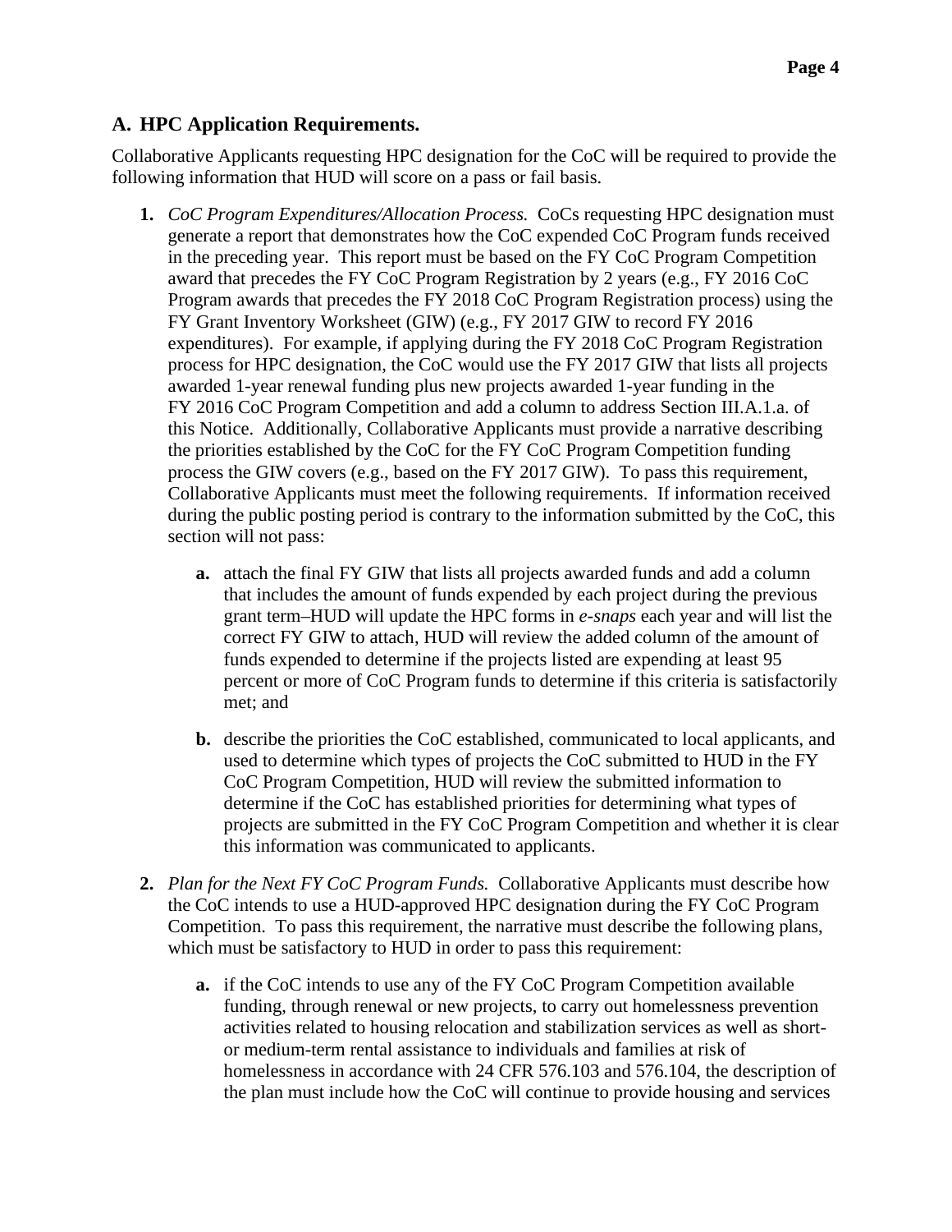## A. HPC Application Requirements.

Collaborative Applicants requesting HPC designation for the CoC will be required to provide the following information that HUD will score on a pass or fail basis.

1. *CoC Program Expenditures/Allocation Process.* CoCs requesting HPC designation must generate a report that demonstrates how the CoC expended CoC Program funds received in the preceding year. This report must be based on the FY CoC Program Competition award that precedes the FY CoC Program Registration by 2 years (e.g., FY 2016 CoC Program awards that precedes the FY 2018 CoC Program Registration process) using the FY Grant Inventory Worksheet (GIW) (e.g., FY 2017 GIW to record FY 2016 expenditures). For example, if applying during the FY 2018 CoC Program Registration process for HPC designation, the CoC would use the FY 2017 GIW that lists all projects awarded 1-year renewal funding plus new projects awarded 1-year funding in the FY 2016 CoC Program Competition and add a column to address Section III.A.1.a. of this Notice. Additionally, Collaborative Applicants must provide a narrative describing the priorities established by the CoC for the FY CoC Program Competition funding process the GIW covers (e.g., based on the FY 2017 GIW). To pass this requirement, Collaborative Applicants must meet the following requirements. If information received during the public posting period is contrary to the information submitted by the CoC, this section will not pass:

    a. attach the final FY GIW that lists all projects awarded funds and add a column that includes the amount of funds expended by each project during the previous grant term–HUD will update the HPC forms in *e-snaps* each year and will list the correct FY GIW to attach, HUD will review the added column of the amount of funds expended to determine if the projects listed are expending at least 95 percent or more of CoC Program funds to determine if this criteria is satisfactorily met; and

    b. describe the priorities the CoC established, communicated to local applicants, and used to determine which types of projects the CoC submitted to HUD in the FY CoC Program Competition, HUD will review the submitted information to determine if the CoC has established priorities for determining what types of projects are submitted in the FY CoC Program Competition and whether it is clear this information was communicated to applicants.

2. *Plan for the Next FY CoC Program Funds.* Collaborative Applicants must describe how the CoC intends to use a HUD-approved HPC designation during the FY CoC Program Competition. To pass this requirement, the narrative must describe the following plans, which must be satisfactory to HUD in order to pass this requirement:

    a. if the CoC intends to use any of the FY CoC Program Competition available funding, through renewal or new projects, to carry out homelessness prevention activities related to housing relocation and stabilization services as well as short- or medium-term rental assistance to individuals and families at risk of homelessness in accordance with 24 CFR 576.103 and 576.104, the description of the plan must include how the CoC will continue to provide housing and services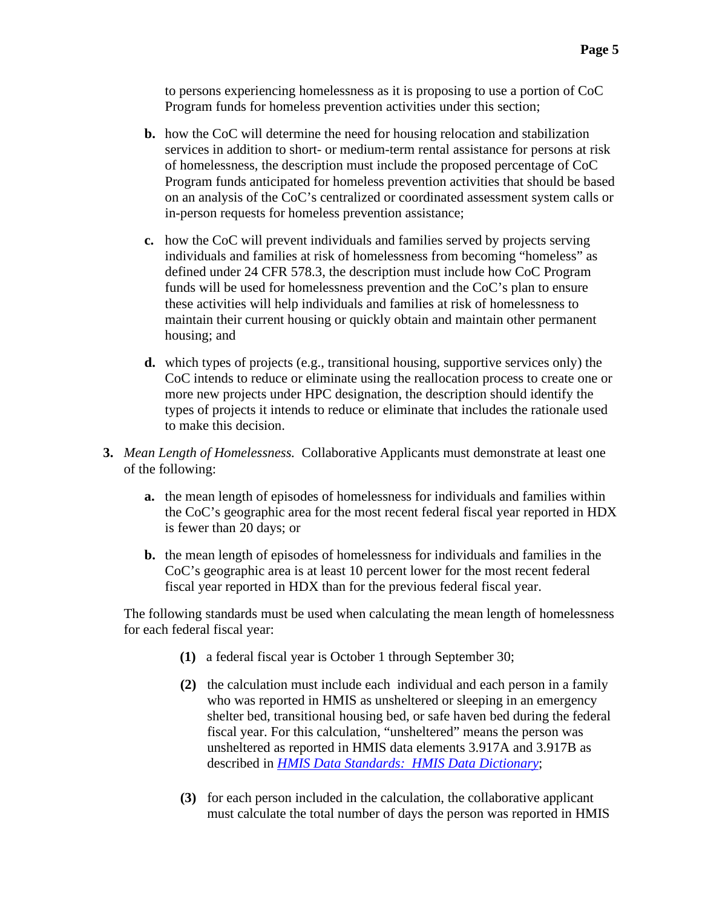to persons experiencing homelessness as it is proposing to use a portion of CoC Program funds for homeless prevention activities under this section;

**b.** how the CoC will determine the need for housing relocation and stabilization services in addition to short- or medium-term rental assistance for persons at risk of homelessness, the description must include the proposed percentage of CoC Program funds anticipated for homeless prevention activities that should be based on an analysis of the CoC's centralized or coordinated assessment system calls or in-person requests for homeless prevention assistance;

**c.** how the CoC will prevent individuals and families served by projects serving individuals and families at risk of homelessness from becoming "homeless" as defined under 24 CFR 578.3, the description must include how CoC Program funds will be used for homelessness prevention and the CoC's plan to ensure these activities will help individuals and families at risk of homelessness to maintain their current housing or quickly obtain and maintain other permanent housing; and

**d.** which types of projects (e.g., transitional housing, supportive services only) the CoC intends to reduce or eliminate using the reallocation process to create one or more new projects under HPC designation, the description should identify the types of projects it intends to reduce or eliminate that includes the rationale used to make this decision.

**3.** *Mean Length of Homelessness.* Collaborative Applicants must demonstrate at least one of the following:

**a.** the mean length of episodes of homelessness for individuals and families within the CoC's geographic area for the most recent federal fiscal year reported in HDX is fewer than 20 days; or

**b.** the mean length of episodes of homelessness for individuals and families in the CoC's geographic area is at least 10 percent lower for the most recent federal fiscal year reported in HDX than for the previous federal fiscal year.

The following standards must be used when calculating the mean length of homelessness for each federal fiscal year:

**(1)** a federal fiscal year is October 1 through September 30;

**(2)** the calculation must include each individual and each person in a family who was reported in HMIS as unsheltered or sleeping in an emergency shelter bed, transitional housing bed, or safe haven bed during the federal fiscal year. For this calculation, "unsheltered" means the person was unsheltered as reported in HMIS data elements 3.917A and 3.917B as described in *HMIS Data Standards: HMIS Data Dictionary*;

**(3)** for each person included in the calculation, the collaborative applicant must calculate the total number of days the person was reported in HMIS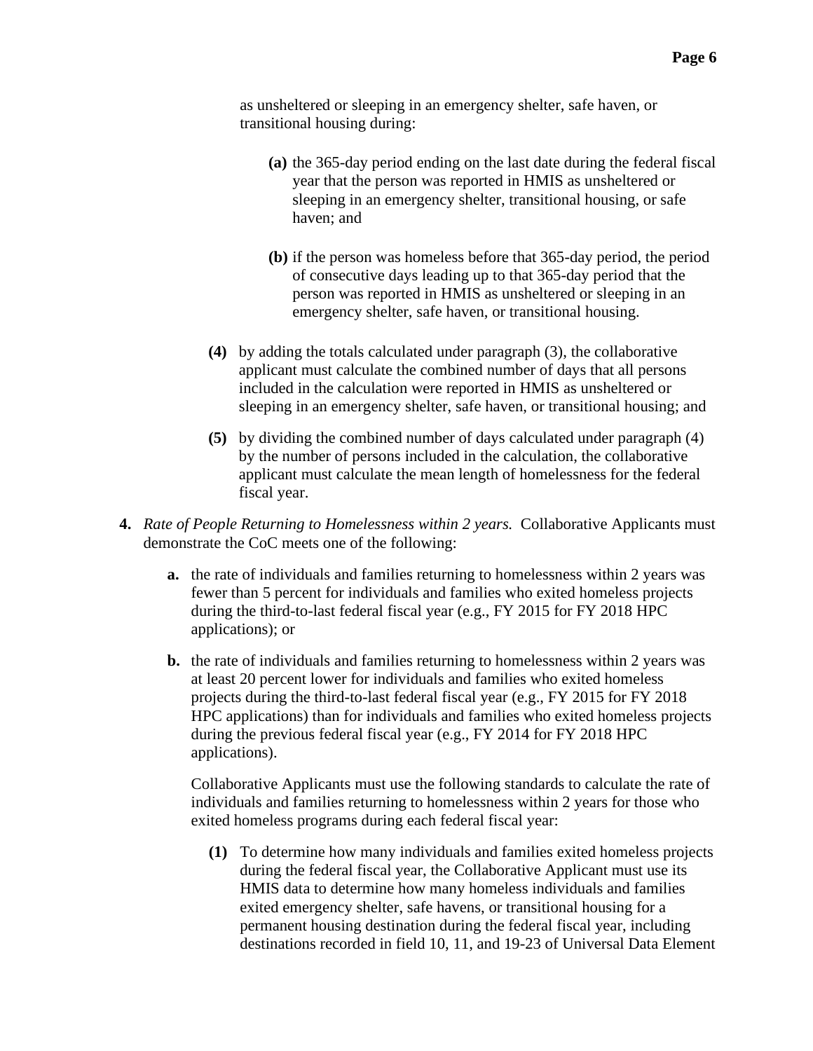as unsheltered or sleeping in an emergency shelter, safe haven, or transitional housing during:

**(a)** the 365-day period ending on the last date during the federal fiscal year that the person was reported in HMIS as unsheltered or sleeping in an emergency shelter, transitional housing, or safe haven; and

**(b)** if the person was homeless before that 365-day period, the period of consecutive days leading up to that 365-day period that the person was reported in HMIS as unsheltered or sleeping in an emergency shelter, safe haven, or transitional housing.

**(4)** by adding the totals calculated under paragraph (3), the collaborative applicant must calculate the combined number of days that all persons included in the calculation were reported in HMIS as unsheltered or sleeping in an emergency shelter, safe haven, or transitional housing; and

**(5)** by dividing the combined number of days calculated under paragraph (4) by the number of persons included in the calculation, the collaborative applicant must calculate the mean length of homelessness for the federal fiscal year.

**4.** *Rate of People Returning to Homelessness within 2 years.* Collaborative Applicants must demonstrate the CoC meets one of the following:

**a.** the rate of individuals and families returning to homelessness within 2 years was fewer than 5 percent for individuals and families who exited homeless projects during the third-to-last federal fiscal year (e.g., FY 2015 for FY 2018 HPC applications); or

**b.** the rate of individuals and families returning to homelessness within 2 years was at least 20 percent lower for individuals and families who exited homeless projects during the third-to-last federal fiscal year (e.g., FY 2015 for FY 2018 HPC applications) than for individuals and families who exited homeless projects during the previous federal fiscal year (e.g., FY 2014 for FY 2018 HPC applications).

Collaborative Applicants must use the following standards to calculate the rate of individuals and families returning to homelessness within 2 years for those who exited homeless programs during each federal fiscal year:

**(1)** To determine how many individuals and families exited homeless projects during the federal fiscal year, the Collaborative Applicant must use its HMIS data to determine how many homeless individuals and families exited emergency shelter, safe havens, or transitional housing for a permanent housing destination during the federal fiscal year, including destinations recorded in field 10, 11, and 19-23 of Universal Data Element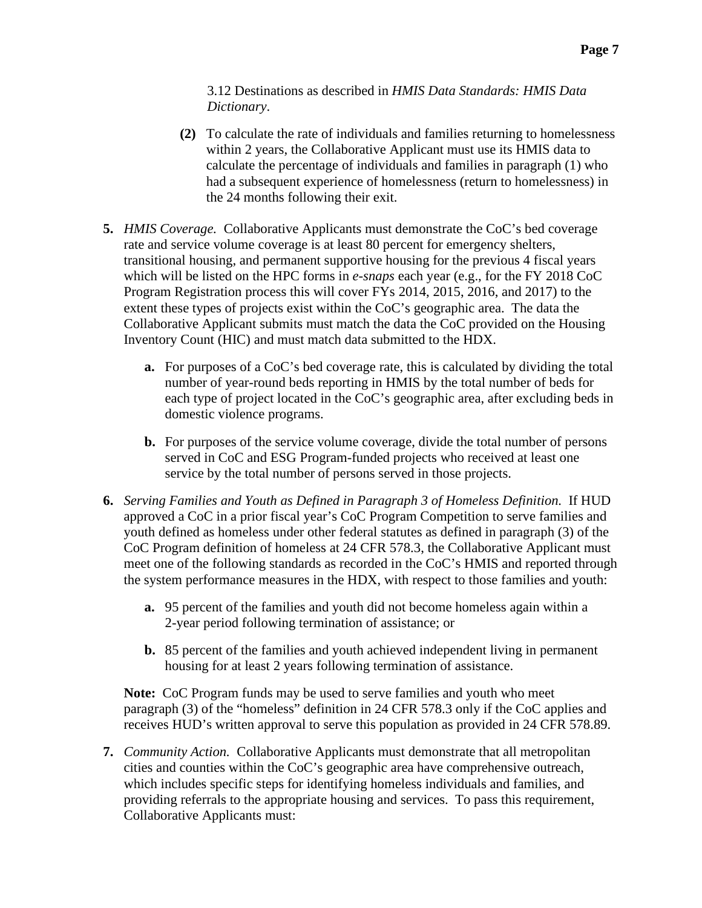3.12 Destinations as described in *HMIS Data Standards: HMIS Data Dictionary*.

**(2)** To calculate the rate of individuals and families returning to homelessness within 2 years, the Collaborative Applicant must use its HMIS data to calculate the percentage of individuals and families in paragraph (1) who had a subsequent experience of homelessness (return to homelessness) in the 24 months following their exit.

**5.** *HMIS Coverage.* Collaborative Applicants must demonstrate the CoC's bed coverage rate and service volume coverage is at least 80 percent for emergency shelters, transitional housing, and permanent supportive housing for the previous 4 fiscal years which will be listed on the HPC forms in *e-snaps* each year (e.g., for the FY 2018 CoC Program Registration process this will cover FYs 2014, 2015, 2016, and 2017) to the extent these types of projects exist within the CoC's geographic area. The data the Collaborative Applicant submits must match the data the CoC provided on the Housing Inventory Count (HIC) and must match data submitted to the HDX.

- **a.** For purposes of a CoC's bed coverage rate, this is calculated by dividing the total number of year-round beds reporting in HMIS by the total number of beds for each type of project located in the CoC's geographic area, after excluding beds in domestic violence programs.
- **b.** For purposes of the service volume coverage, divide the total number of persons served in CoC and ESG Program-funded projects who received at least one service by the total number of persons served in those projects.

**6.** *Serving Families and Youth as Defined in Paragraph 3 of Homeless Definition.* If HUD approved a CoC in a prior fiscal year's CoC Program Competition to serve families and youth defined as homeless under other federal statutes as defined in paragraph (3) of the CoC Program definition of homeless at 24 CFR 578.3, the Collaborative Applicant must meet one of the following standards as recorded in the CoC's HMIS and reported through the system performance measures in the HDX, with respect to those families and youth:

- **a.** 95 percent of the families and youth did not become homeless again within a 2-year period following termination of assistance; or
- **b.** 85 percent of the families and youth achieved independent living in permanent housing for at least 2 years following termination of assistance.

**Note:** CoC Program funds may be used to serve families and youth who meet paragraph (3) of the "homeless" definition in 24 CFR 578.3 only if the CoC applies and receives HUD's written approval to serve this population as provided in 24 CFR 578.89.

**7.** *Community Action.* Collaborative Applicants must demonstrate that all metropolitan cities and counties within the CoC's geographic area have comprehensive outreach, which includes specific steps for identifying homeless individuals and families, and providing referrals to the appropriate housing and services. To pass this requirement, Collaborative Applicants must: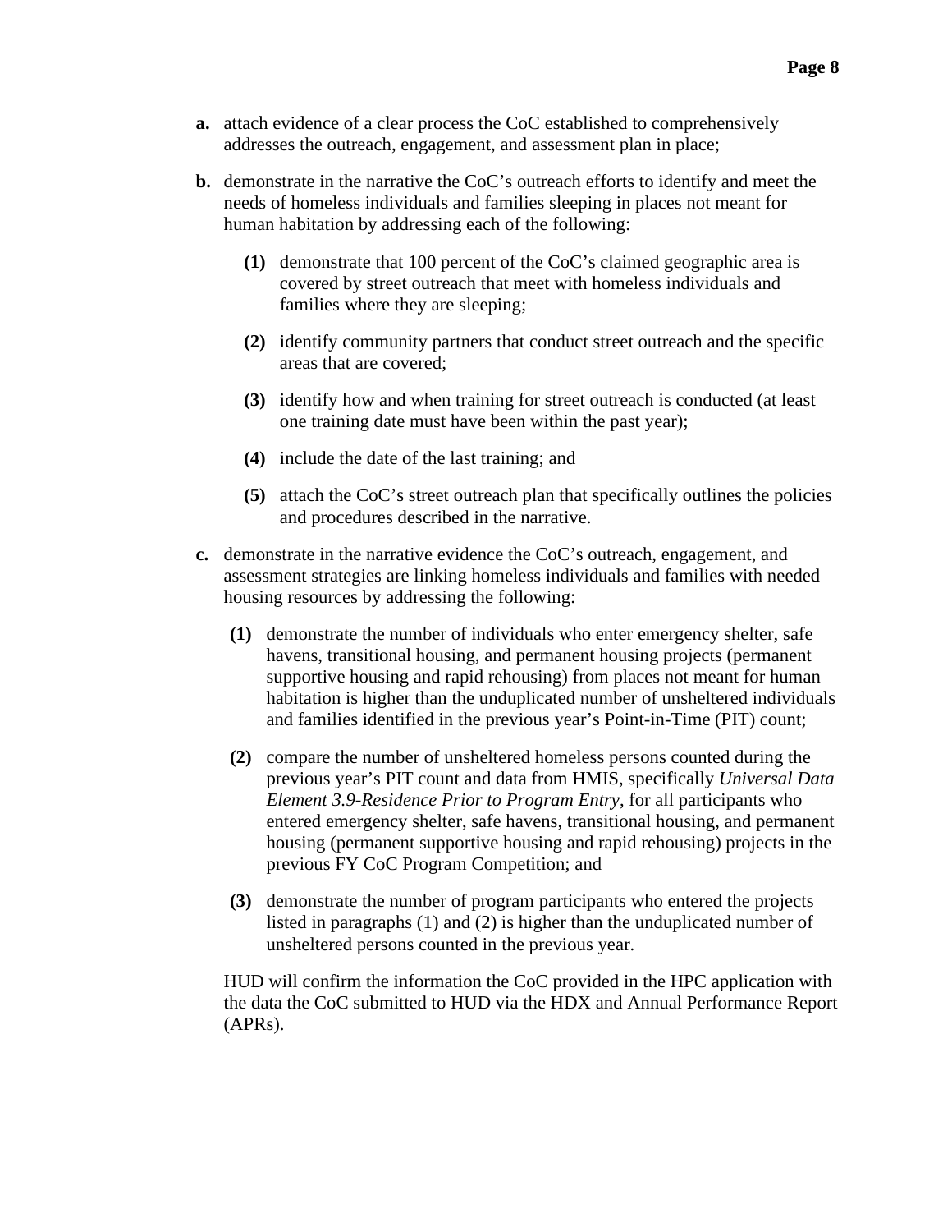**a.** attach evidence of a clear process the CoC established to comprehensively addresses the outreach, engagement, and assessment plan in place;

**b.** demonstrate in the narrative the CoC's outreach efforts to identify and meet the needs of homeless individuals and families sleeping in places not meant for human habitation by addressing each of the following:

- **(1)** demonstrate that 100 percent of the CoC's claimed geographic area is covered by street outreach that meet with homeless individuals and families where they are sleeping;
- **(2)** identify community partners that conduct street outreach and the specific areas that are covered;
- **(3)** identify how and when training for street outreach is conducted (at least one training date must have been within the past year);
- **(4)** include the date of the last training; and
- **(5)** attach the CoC's street outreach plan that specifically outlines the policies and procedures described in the narrative.

**c.** demonstrate in the narrative evidence the CoC's outreach, engagement, and assessment strategies are linking homeless individuals and families with needed housing resources by addressing the following:

- **(1)** demonstrate the number of individuals who enter emergency shelter, safe havens, transitional housing, and permanent housing projects (permanent supportive housing and rapid rehousing) from places not meant for human habitation is higher than the unduplicated number of unsheltered individuals and families identified in the previous year's Point-in-Time (PIT) count;
- **(2)** compare the number of unsheltered homeless persons counted during the previous year's PIT count and data from HMIS, specifically *Universal Data Element 3.9-Residence Prior to Program Entry*, for all participants who entered emergency shelter, safe havens, transitional housing, and permanent housing (permanent supportive housing and rapid rehousing) projects in the previous FY CoC Program Competition; and
- **(3)** demonstrate the number of program participants who entered the projects listed in paragraphs (1) and (2) is higher than the unduplicated number of unsheltered persons counted in the previous year.

HUD will confirm the information the CoC provided in the HPC application with the data the CoC submitted to HUD via the HDX and Annual Performance Report (APRs).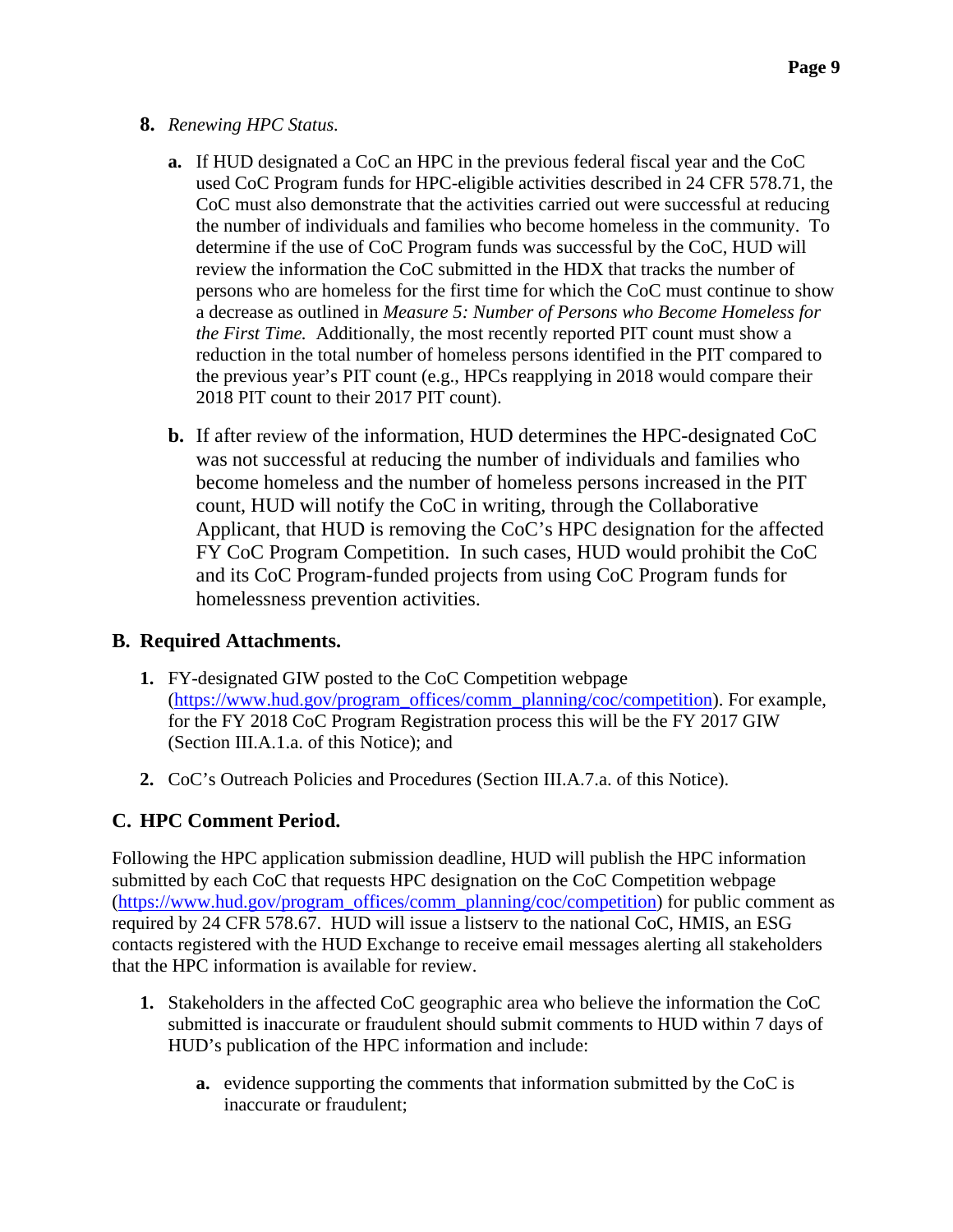8. *Renewing HPC Status.*

   a. If HUD designated a CoC an HPC in the previous federal fiscal year and the CoC used CoC Program funds for HPC-eligible activities described in 24 CFR 578.71, the CoC must also demonstrate that the activities carried out were successful at reducing the number of individuals and families who become homeless in the community. To determine if the use of CoC Program funds was successful by the CoC, HUD will review the information the CoC submitted in the HDX that tracks the number of persons who are homeless for the first time for which the CoC must continue to show a decrease as outlined in *Measure 5: Number of Persons who Become Homeless for the First Time.* Additionally, the most recently reported PIT count must show a reduction in the total number of homeless persons identified in the PIT compared to the previous year's PIT count (e.g., HPCs reapplying in 2018 would compare their 2018 PIT count to their 2017 PIT count).

   b. If after review of the information, HUD determines the HPC-designated CoC was not successful at reducing the number of individuals and families who become homeless and the number of homeless persons increased in the PIT count, HUD will notify the CoC in writing, through the Collaborative Applicant, that HUD is removing the CoC's HPC designation for the affected FY CoC Program Competition. In such cases, HUD would prohibit the CoC and its CoC Program-funded projects from using CoC Program funds for homelessness prevention activities.

## B. Required Attachments.

1. FY-designated GIW posted to the CoC Competition webpage (https://www.hud.gov/program_offices/comm_planning/coc/competition). For example, for the FY 2018 CoC Program Registration process this will be the FY 2017 GIW (Section III.A.1.a. of this Notice); and

2. CoC's Outreach Policies and Procedures (Section III.A.7.a. of this Notice).

## C. HPC Comment Period.

Following the HPC application submission deadline, HUD will publish the HPC information submitted by each CoC that requests HPC designation on the CoC Competition webpage (https://www.hud.gov/program_offices/comm_planning/coc/competition) for public comment as required by 24 CFR 578.67. HUD will issue a listserv to the national CoC, HMIS, an ESG contacts registered with the HUD Exchange to receive email messages alerting all stakeholders that the HPC information is available for review.

1. Stakeholders in the affected CoC geographic area who believe the information the CoC submitted is inaccurate or fraudulent should submit comments to HUD within 7 days of HUD's publication of the HPC information and include:

   a. evidence supporting the comments that information submitted by the CoC is inaccurate or fraudulent;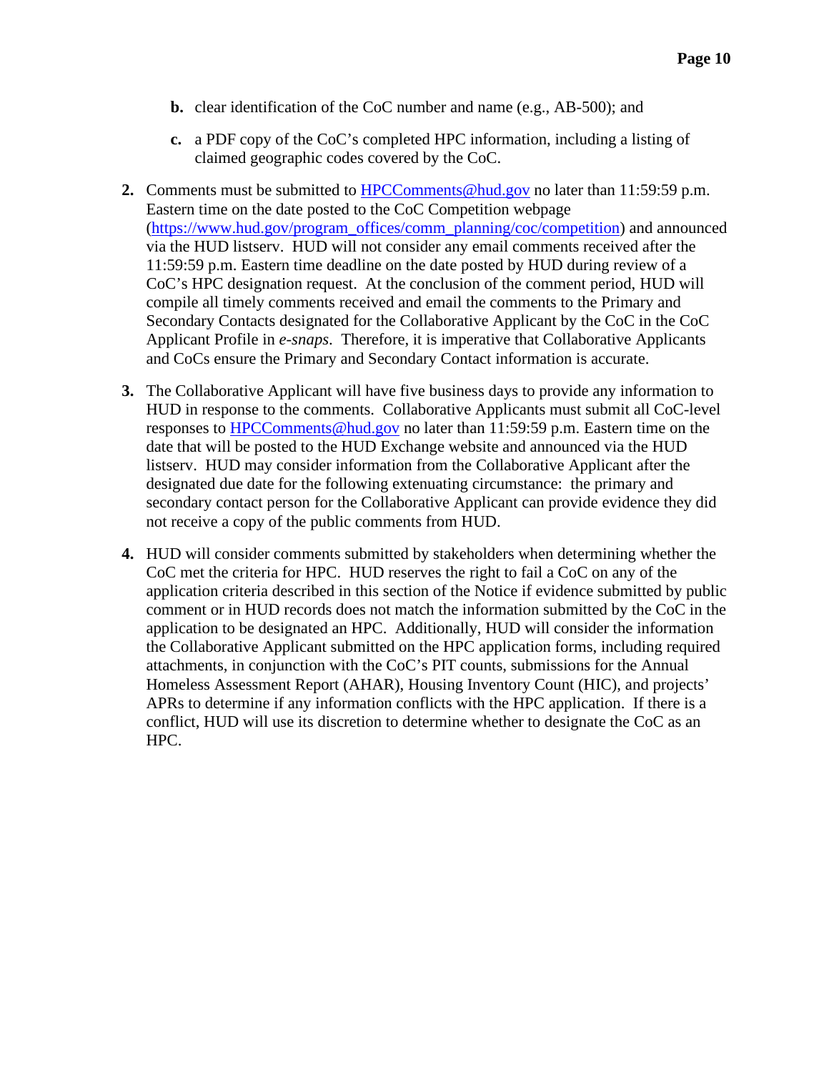b. clear identification of the CoC number and name (e.g., AB-500); and

   c. a PDF copy of the CoC's completed HPC information, including a listing of claimed geographic codes covered by the CoC.

2. Comments must be submitted to [HPCComments@hud.gov](mailto:HPCComments@hud.gov) no later than 11:59:59 p.m. Eastern time on the date posted to the CoC Competition webpage ([https://www.hud.gov/program_offices/comm_planning/coc/competition](https://www.hud.gov/program_offices/comm_planning/coc/competition)) and announced via the HUD listserv. HUD will not consider any email comments received after the 11:59:59 p.m. Eastern time deadline on the date posted by HUD during review of a CoC's HPC designation request. At the conclusion of the comment period, HUD will compile all timely comments received and email the comments to the Primary and Secondary Contacts designated for the Collaborative Applicant by the CoC in the CoC Applicant Profile in *e-snaps*. Therefore, it is imperative that Collaborative Applicants and CoCs ensure the Primary and Secondary Contact information is accurate.

3. The Collaborative Applicant will have five business days to provide any information to HUD in response to the comments. Collaborative Applicants must submit all CoC-level responses to [HPCComments@hud.gov](mailto:HPCComments@hud.gov) no later than 11:59:59 p.m. Eastern time on the date that will be posted to the HUD Exchange website and announced via the HUD listserv. HUD may consider information from the Collaborative Applicant after the designated due date for the following extenuating circumstance: the primary and secondary contact person for the Collaborative Applicant can provide evidence they did not receive a copy of the public comments from HUD.

4. HUD will consider comments submitted by stakeholders when determining whether the CoC met the criteria for HPC. HUD reserves the right to fail a CoC on any of the application criteria described in this section of the Notice if evidence submitted by public comment or in HUD records does not match the information submitted by the CoC in the application to be designated an HPC. Additionally, HUD will consider the information the Collaborative Applicant submitted on the HPC application forms, including required attachments, in conjunction with the CoC's PIT counts, submissions for the Annual Homeless Assessment Report (AHAR), Housing Inventory Count (HIC), and projects' APRs to determine if any information conflicts with the HPC application. If there is a conflict, HUD will use its discretion to determine whether to designate the CoC as an HPC.